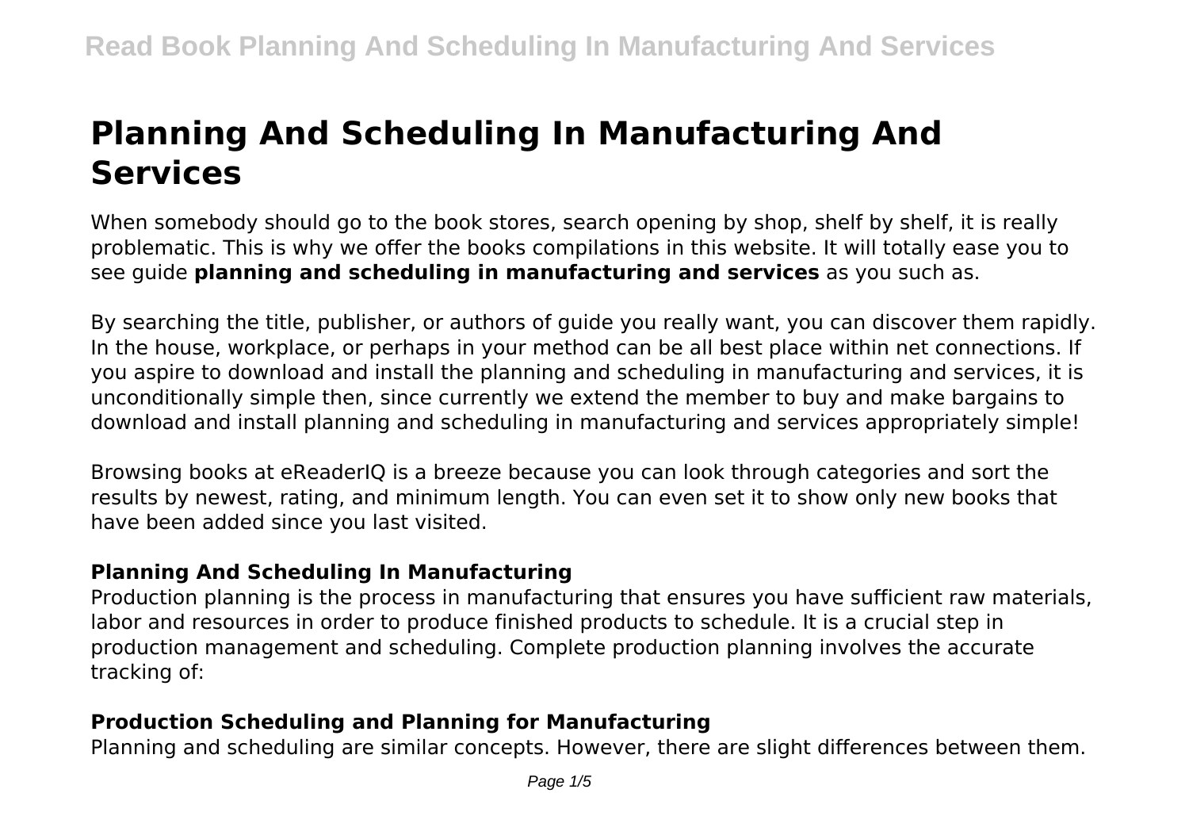# Planning And Scheduling In Manufacturing And Services

When somebody should go to the book stores, search opening by shop, shelf by shelf, it is really problematic. This is why we offer the books compilations in this website. It will totally ease you to see guide **planning and scheduling in manufacturing and services** as you such as.

By searching the title, publisher, or authors of guide you really want, you can discover them rapidly. In the house, workplace, or perhaps in your method can be all best place within net connections. If you aspire to download and install the planning and scheduling in manufacturing and services, it is unconditionally simple then, since currently we extend the member to buy and make bargains to download and install planning and scheduling in manufacturing and services appropriately simple!

Browsing books at eReaderIQ is a breeze because you can look through categories and sort the results by newest, rating, and minimum length. You can even set it to show only new books that have been added since you last visited.

### Planning And Scheduling In Manufacturing

Production planning is the process in manufacturing that ensures you have sufficient raw materials, labor and resources in order to produce finished products to schedule. It is a crucial step in production management and scheduling. Complete production planning involves the accurate tracking of:

### Production Scheduling and Planning for Manufacturing

Planning and scheduling are similar concepts. However, there are slight differences between them.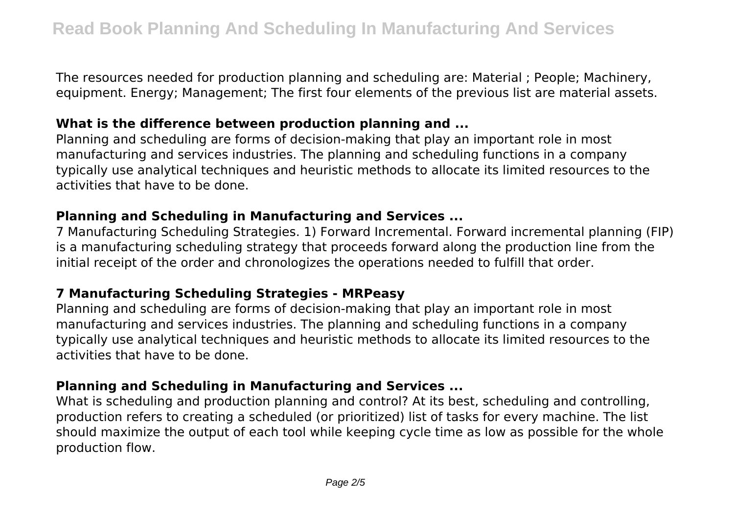The resources needed for production planning and scheduling are: Material ; People; Machinery, equipment. Energy; Management; The first four elements of the previous list are material assets.

### What is the difference between production planning and ...

Planning and scheduling are forms of decision-making that play an important role in most manufacturing and services industries. The planning and scheduling functions in a company typically use analytical techniques and heuristic methods to allocate its limited resources to the activities that have to be done.

### Planning and Scheduling in Manufacturing and Services ...

7 Manufacturing Scheduling Strategies. 1) Forward Incremental. Forward incremental planning (FIP) is a manufacturing scheduling strategy that proceeds forward along the production line from the initial receipt of the order and chronologizes the operations needed to fulfill that order.

### 7 Manufacturing Scheduling Strategies - MRPeasy

Planning and scheduling are forms of decision-making that play an important role in most manufacturing and services industries. The planning and scheduling functions in a company typically use analytical techniques and heuristic methods to allocate its limited resources to the activities that have to be done.

### Planning and Scheduling in Manufacturing and Services ...

What is scheduling and production planning and control? At its best, scheduling and controlling, production refers to creating a scheduled (or prioritized) list of tasks for every machine. The list should maximize the output of each tool while keeping cycle time as low as possible for the whole production flow.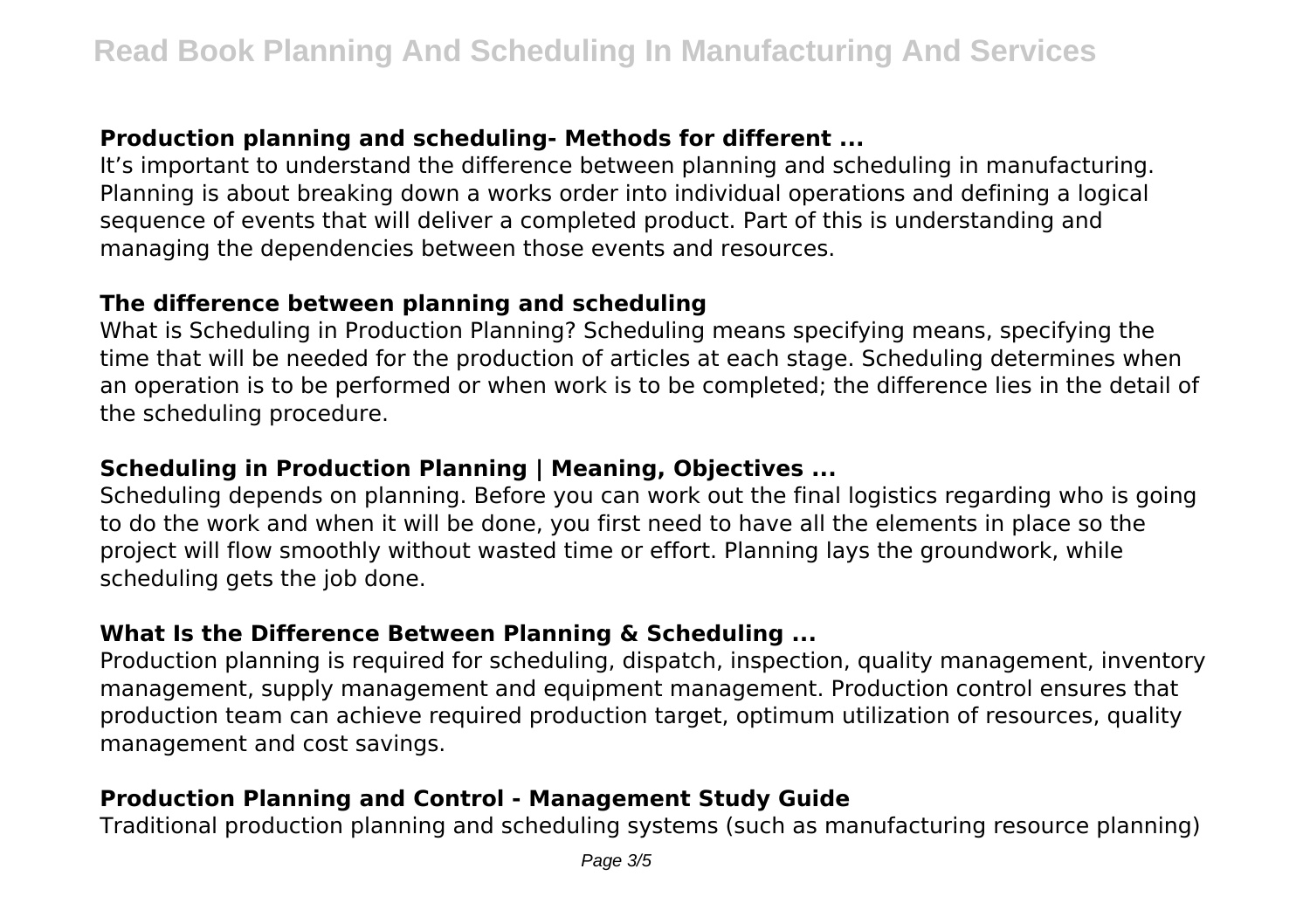### Production planning and scheduling- Methods for different ...

It's important to understand the difference between planning and scheduling in manufacturing. Planning is about breaking down a works order into individual operations and defining a logical sequence of events that will deliver a completed product. Part of this is understanding and managing the dependencies between those events and resources.

### The difference between planning and scheduling

What is Scheduling in Production Planning? Scheduling means specifying means, specifying the time that will be needed for the production of articles at each stage. Scheduling determines when an operation is to be performed or when work is to be completed; the difference lies in the detail of the scheduling procedure.

### Scheduling in Production Planning | Meaning, Objectives ...

Scheduling depends on planning. Before you can work out the final logistics regarding who is going to do the work and when it will be done, you first need to have all the elements in place so the project will flow smoothly without wasted time or effort. Planning lays the groundwork, while scheduling gets the job done.

### What Is the Difference Between Planning & Scheduling ...

Production planning is required for scheduling, dispatch, inspection, quality management, inventory management, supply management and equipment management. Production control ensures that production team can achieve required production target, optimum utilization of resources, quality management and cost savings.

### Production Planning and Control - Management Study Guide

Traditional production planning and scheduling systems (such as manufacturing resource planning)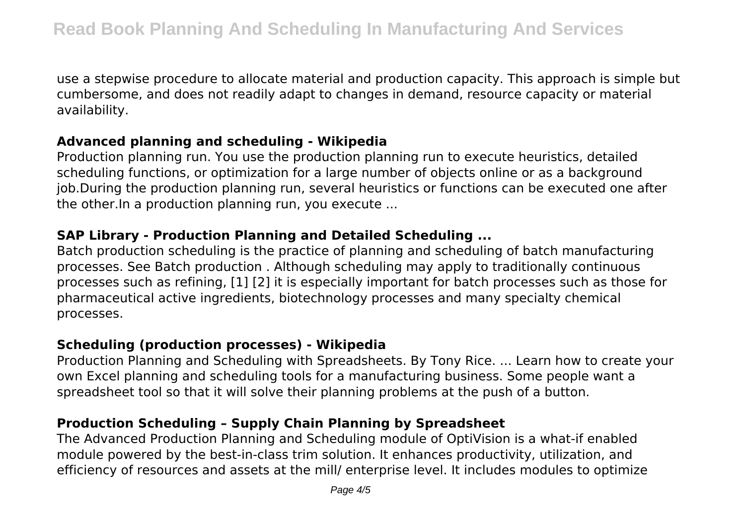use a stepwise procedure to allocate material and production capacity. This approach is simple but cumbersome, and does not readily adapt to changes in demand, resource capacity or material availability.

### Advanced planning and scheduling - Wikipedia

Production planning run. You use the production planning run to execute heuristics, detailed scheduling functions, or optimization for a large number of objects online or as a background job.During the production planning run, several heuristics or functions can be executed one after the other.In a production planning run, you execute ...

### SAP Library - Production Planning and Detailed Scheduling ...

Batch production scheduling is the practice of planning and scheduling of batch manufacturing processes. See Batch production . Although scheduling may apply to traditionally continuous processes such as refining, [1] [2] it is especially important for batch processes such as those for pharmaceutical active ingredients, biotechnology processes and many specialty chemical processes.

### Scheduling (production processes) - Wikipedia

Production Planning and Scheduling with Spreadsheets. By Tony Rice. ... Learn how to create your own Excel planning and scheduling tools for a manufacturing business. Some people want a spreadsheet tool so that it will solve their planning problems at the push of a button.

### Production Scheduling – Supply Chain Planning by Spreadsheet

The Advanced Production Planning and Scheduling module of OptiVision is a what-if enabled module powered by the best-in-class trim solution. It enhances productivity, utilization, and efficiency of resources and assets at the mill/ enterprise level. It includes modules to optimize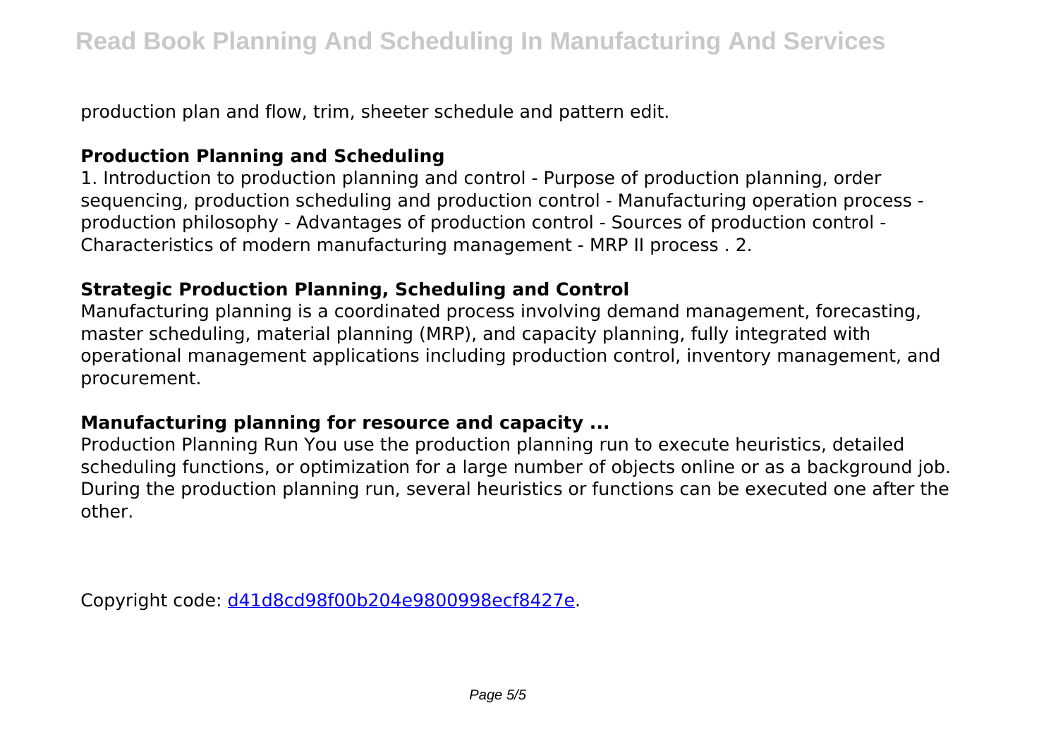production plan and flow, trim, sheeter schedule and pattern edit.

### Production Planning and Scheduling

1. Introduction to production planning and control - Purpose of production planning, order sequencing, production scheduling and production control - Manufacturing operation process - production philosophy - Advantages of production control - Sources of production control - Characteristics of modern manufacturing management - MRP II process . 2.

### Strategic Production Planning, Scheduling and Control

Manufacturing planning is a coordinated process involving demand management, forecasting, master scheduling, material planning (MRP), and capacity planning, fully integrated with operational management applications including production control, inventory management, and procurement.

### Manufacturing planning for resource and capacity ...

Production Planning Run You use the production planning run to execute heuristics, detailed scheduling functions, or optimization for a large number of objects online or as a background job. During the production planning run, several heuristics or functions can be executed one after the other.

Copyright code: d41d8cd98f00b204e9800998ecf8427e.